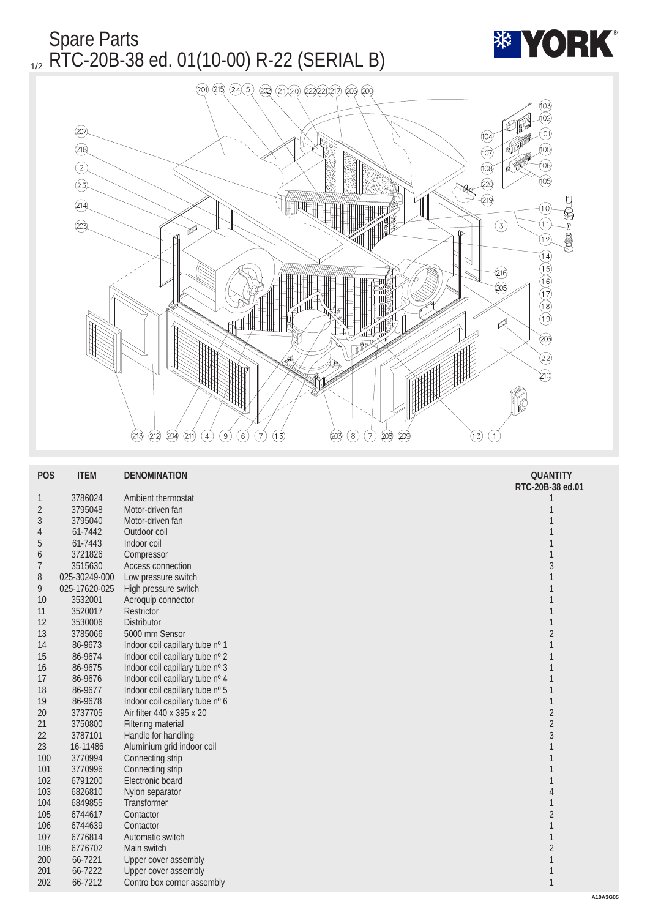# Spare Parts

## RTC-20B-38 ed. 01(10-00) R-22 (SERIAL B)

| POS | ITEM | DENOMINATION | QUANTITY RTC-20B-38 ed.01 |
|---|---|---|---|
| 1 | 3786024 | Ambient thermostat | 1 |
| 2 | 3795048 | Motor-driven fan | 1 |
| 3 | 3795040 | Motor-driven fan | 1 |
| 4 | 61-7442 | Outdoor coil | 1 |
| 5 | 61-7443 | Indoor coil | 1 |
| 6 | 3721826 | Compressor | 1 |
| 7 | 3515630 | Access connection | 3 |
| 8 | 025-30249-000 | Low pressure switch | 1 |
| 9 | 025-17620-025 | High pressure switch | 1 |
| 10 | 3532001 | Aeroquip connector | 1 |
| 11 | 3520017 | Restrictor | 1 |
| 12 | 3530006 | Distributor | 1 |
| 13 | 3785066 | 5000 mm Sensor | 2 |
| 14 | 86-9673 | Indoor coil capillary tube nº 1 | 1 |
| 15 | 86-9674 | Indoor coil capillary tube nº 2 | 1 |
| 16 | 86-9675 | Indoor coil capillary tube nº 3 | 1 |
| 17 | 86-9676 | Indoor coil capillary tube nº 4 | 1 |
| 18 | 86-9677 | Indoor coil capillary tube nº 5 | 1 |
| 19 | 86-9678 | Indoor coil capillary tube nº 6 | 1 |
| 20 | 3737705 | Air filter 440 x 395 x 20 | 2 |
| 21 | 3750800 | Filtering material | 2 |
| 22 | 3787101 | Handle for handling | 3 |
| 23 | 16-11486 | Aluminium grid indoor coil | 1 |
| 100 | 3770994 | Connecting strip | 1 |
| 101 | 3770996 | Connecting strip | 1 |
| 102 | 6791200 | Electronic board | 1 |
| 103 | 6826810 | Nylon separator | 4 |
| 104 | 6849855 | Transformer | 1 |
| 105 | 6744617 | Contactor | 2 |
| 106 | 6744639 | Contactor | 1 |
| 107 | 6776814 | Automatic switch | 1 |
| 108 | 6776702 | Main switch | 2 |
| 200 | 66-7221 | Upper cover assembly | 1 |
| 201 | 66-7222 | Upper cover assembly | 1 |
| 202 | 66-7212 | Contro box corner assembly | 1 |

A10A3G05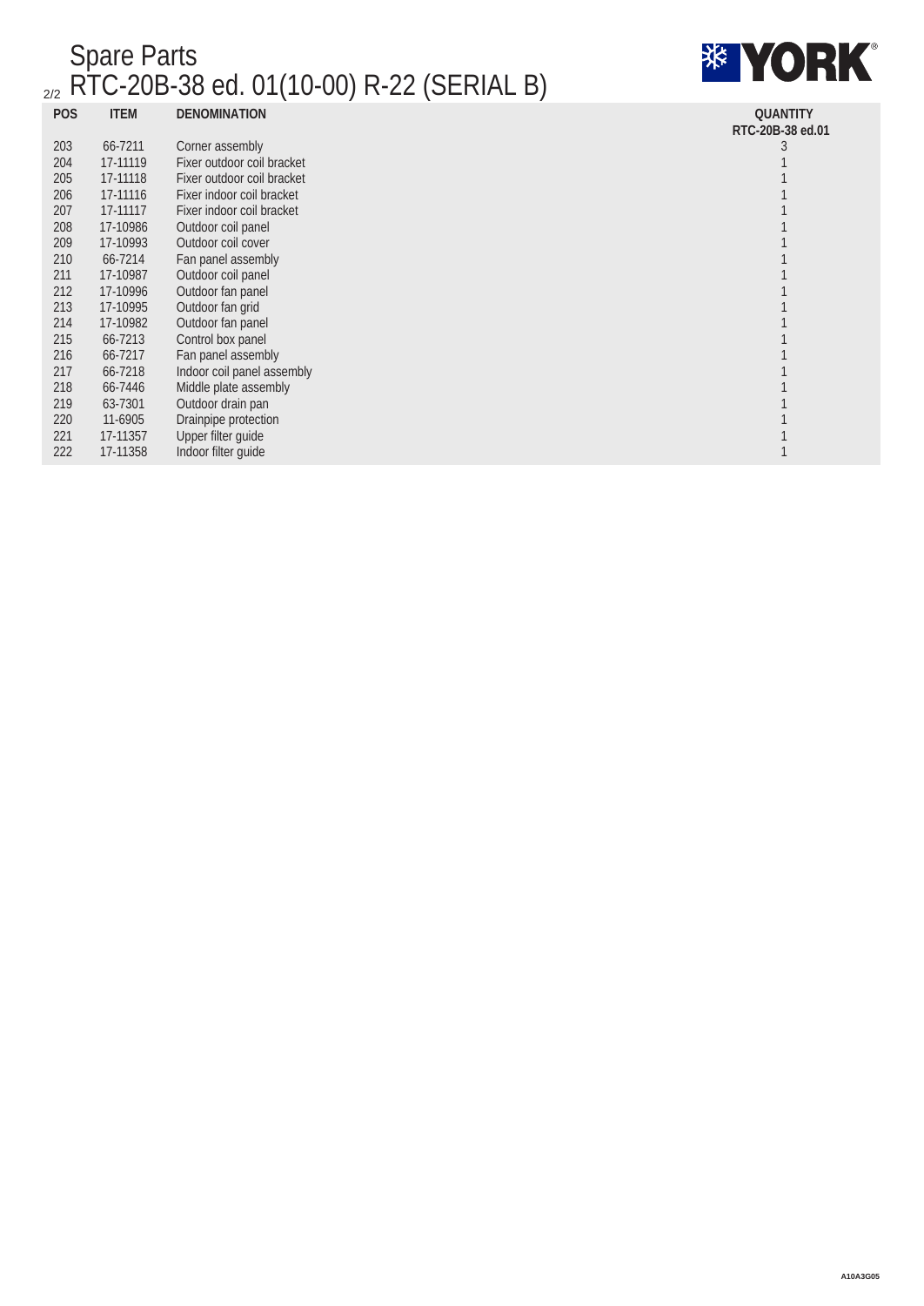# Spare Parts

## RTC-20B-38 ed. 01(10-00) R-22 (SERIAL B)

| POS | ITEM | DENOMINATION | QUANTITY RTC-20B-38 ed.01 |
|---|---|---|---|
| 203 | 66-7211 | Corner assembly | 3 |
| 204 | 17-11119 | Fixer outdoor coil bracket | 1 |
| 205 | 17-11118 | Fixer outdoor coil bracket | 1 |
| 206 | 17-11116 | Fixer indoor coil bracket | 1 |
| 207 | 17-11117 | Fixer indoor coil bracket | 1 |
| 208 | 17-10986 | Outdoor coil panel | 1 |
| 209 | 17-10993 | Outdoor coil cover | 1 |
| 210 | 66-7214 | Fan panel assembly | 1 |
| 211 | 17-10987 | Outdoor coil panel | 1 |
| 212 | 17-10996 | Outdoor fan panel | 1 |
| 213 | 17-10995 | Outdoor fan grid | 1 |
| 214 | 17-10982 | Outdoor fan panel | 1 |
| 215 | 66-7213 | Control box panel | 1 |
| 216 | 66-7217 | Fan panel assembly | 1 |
| 217 | 66-7218 | Indoor coil panel assembly | 1 |
| 218 | 66-7446 | Middle plate assembly | 1 |
| 219 | 63-7301 | Outdoor drain pan | 1 |
| 220 | 11-6905 | Drainpipe protection | 1 |
| 221 | 17-11357 | Upper filter guide | 1 |
| 222 | 17-11358 | Indoor filter guide | 1 |

A10A3G05